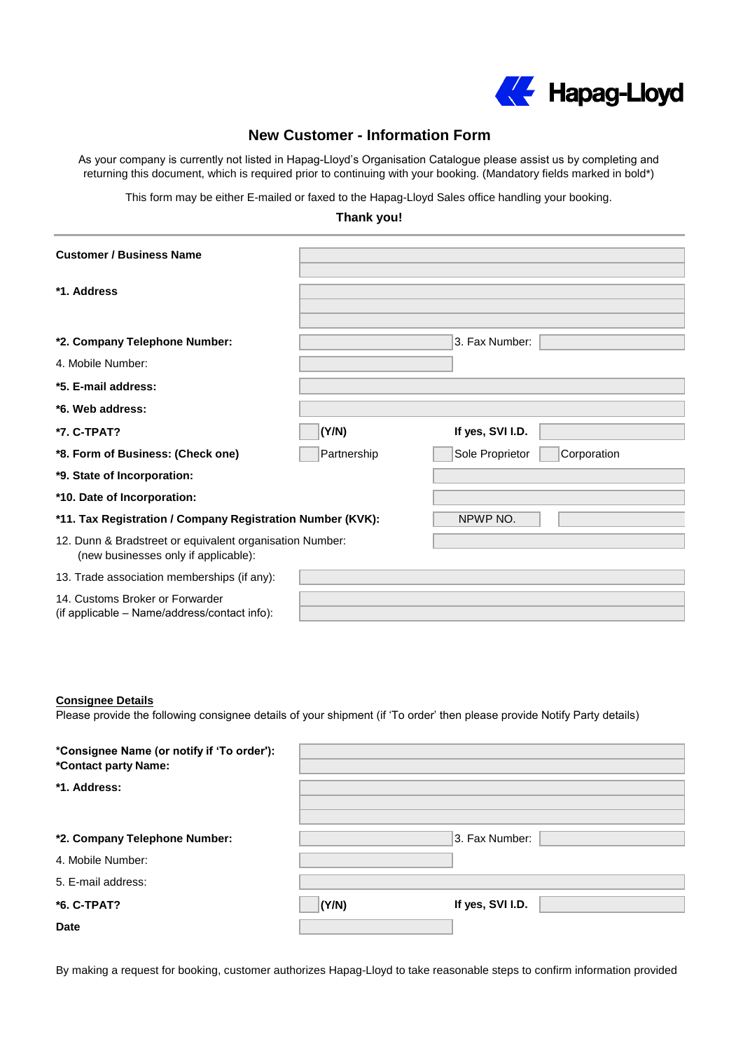Hapag-Lloyd

# New Customer - Information Form

As your company is currently not listed in Hapag-Lloyd's Organisation Catalogue please assist us by completing and returning this document, which is required prior to continuing with your booking. (Mandatory fields marked in bold*)

This form may be either E-mailed or faxed to the Hapag-Lloyd Sales office handling your booking.

**Thank you!**

---

| | | | |
|---|---|---|---|
| **Customer / Business Name** | | | |
| **\*1. Address** | | | |
| **\*2. Company Telephone Number:** | | 3. Fax Number: | |
| 4. Mobile Number: | | | |
| **\*5. E-mail address:** | | | |
| **\*6. Web address:** | | | |
| **\*7. C-TPAT?** | (Y/N) | **If yes, SVI I.D.** | |
| **\*8. Form of Business: (Check one)** | Partnership | Sole Proprietor | Corporation |
| **\*9. State of Incorporation:** | | | |
| **\*10. Date of Incorporation:** | | | |
| **\*11. Tax Registration / Company Registration Number (KVK):** | | NPWP NO. | |
| 12. Dunn & Bradstreet or equivalent organisation Number: (new businesses only if applicable): | | | |
| 13. Trade association memberships (if any): | | | |
| 14. Customs Broker or Forwarder (if applicable – Name/address/contact info): | | | |

**<u>Consignee Details</u>**

Please provide the following consignee details of your shipment (if 'To order' then please provide Notify Party details)

| | | | |
|---|---|---|---|
| **\*Consignee Name (or notify if 'To order'):** **\*Contact party Name:** | | | |
| **\*1. Address:** | | | |
| **\*2. Company Telephone Number:** | | 3. Fax Number: | |
| 4. Mobile Number: | | | |
| 5. E-mail address: | | | |
| **\*6. C-TPAT?** | (Y/N) | **If yes, SVI I.D.** | |
| **Date** | | | |

By making a request for booking, customer authorizes Hapag-Lloyd to take reasonable steps to confirm information provided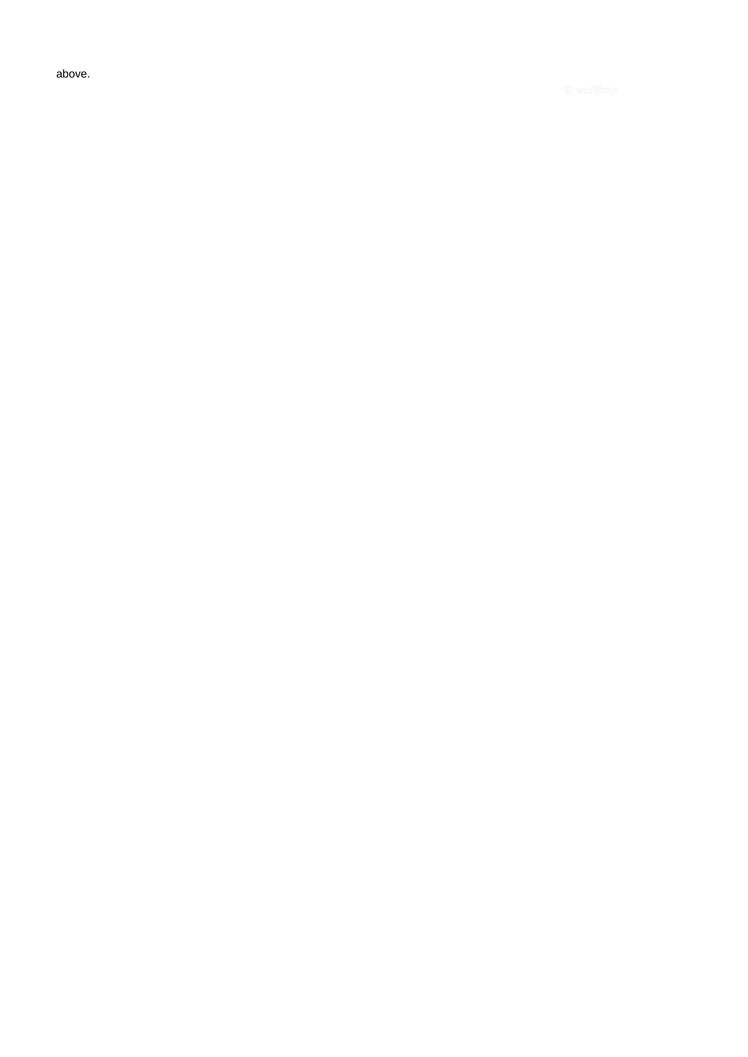above.